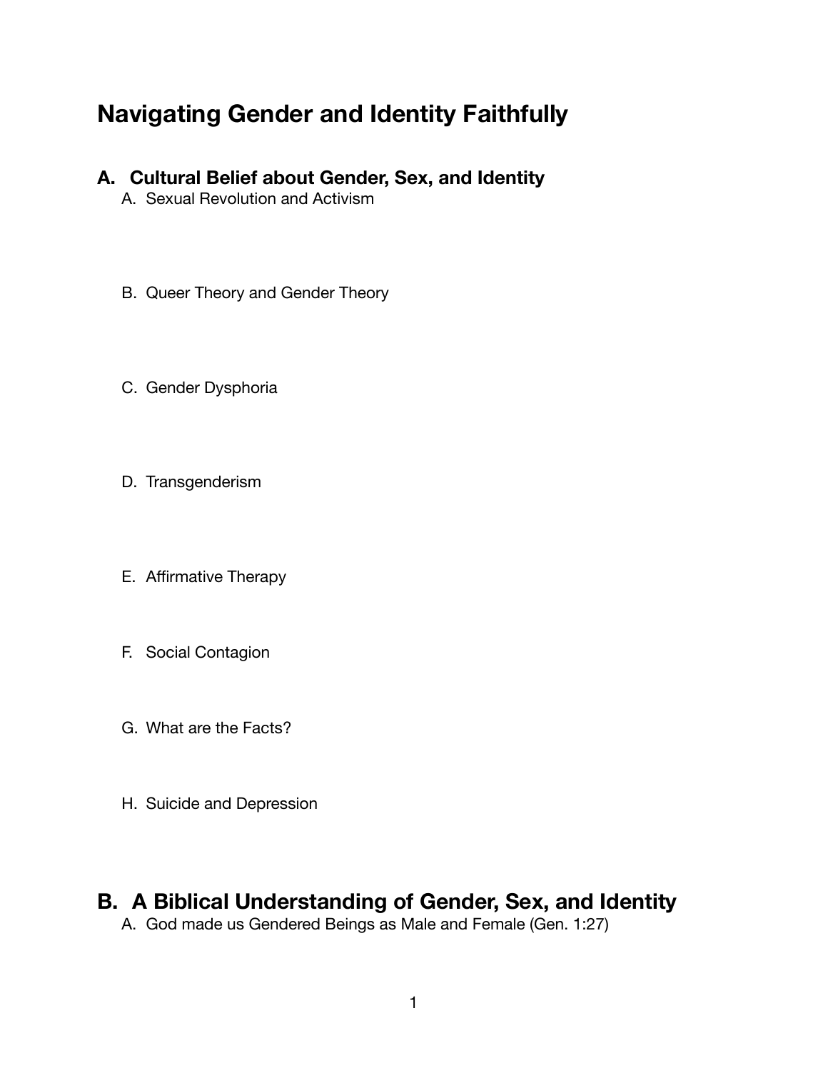# Navigating Gender and Identity Faithfully

## A. Cultural Belief about Gender, Sex, and Identity

A. Sexual Revolution and Activism

B. Queer Theory and Gender Theory

C. Gender Dysphoria

D. Transgenderism

E. Affirmative Therapy

F. Social Contagion

G. What are the Facts?

H. Suicide and Depression

## B. A Biblical Understanding of Gender, Sex, and Identity

A. God made us Gendered Beings as Male and Female (Gen. 1:27)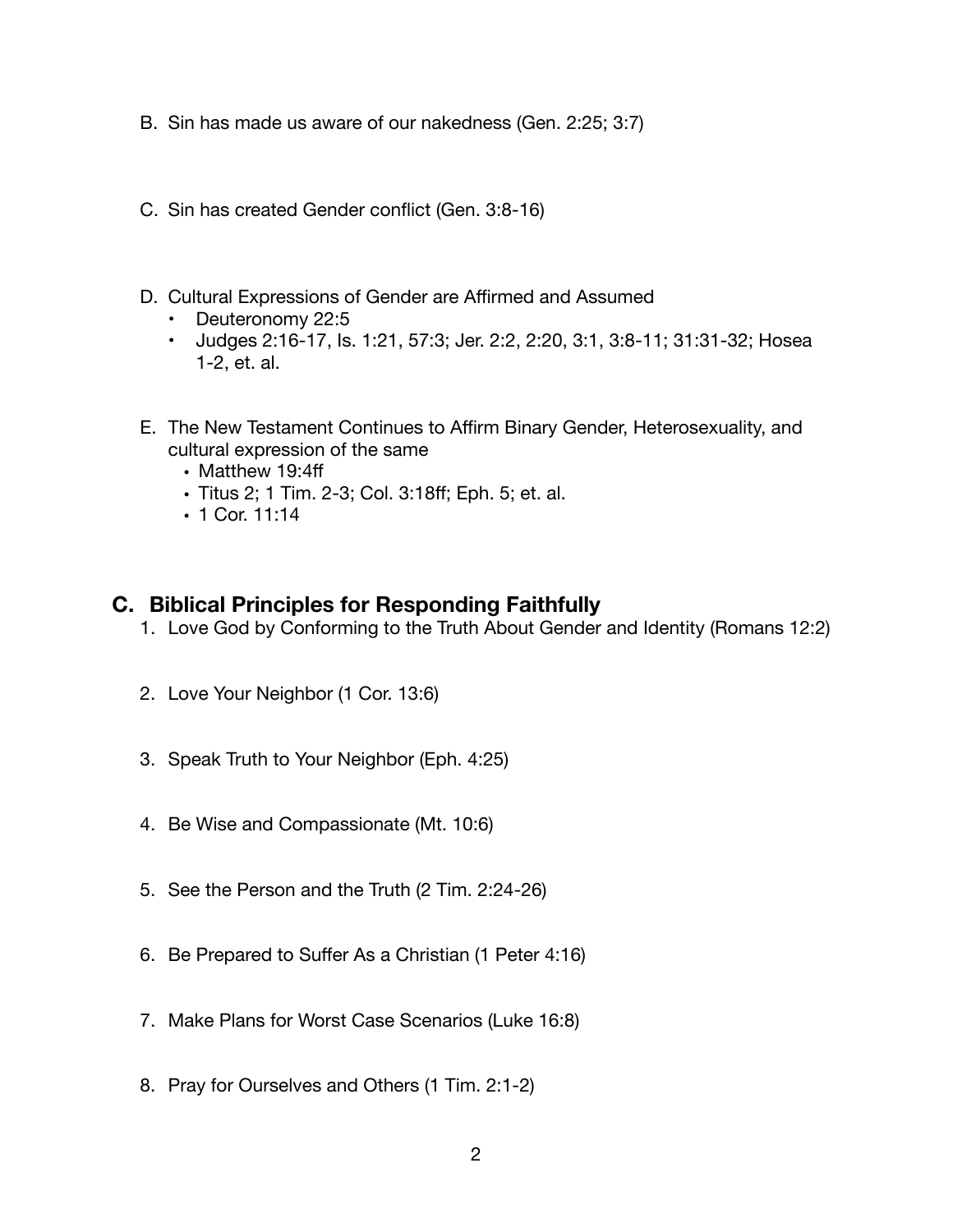B. Sin has made us aware of our nakedness (Gen. 2:25; 3:7)

C. Sin has created Gender conflict (Gen. 3:8-16)

D. Cultural Expressions of Gender are Affirmed and Assumed
   - Deuteronomy 22:5
   - Judges 2:16-17, Is. 1:21, 57:3; Jer. 2:2, 2:20, 3:1, 3:8-11; 31:31-32; Hosea 1-2, et. al.

E. The New Testament Continues to Affirm Binary Gender, Heterosexuality, and cultural expression of the same
   - Matthew 19:4ff
   - Titus 2; 1 Tim. 2-3; Col. 3:18ff; Eph. 5; et. al.
   - 1 Cor. 11:14

## C. Biblical Principles for Responding Faithfully

1. Love God by Conforming to the Truth About Gender and Identity (Romans 12:2)

2. Love Your Neighbor (1 Cor. 13:6)

3. Speak Truth to Your Neighbor (Eph. 4:25)

4. Be Wise and Compassionate (Mt. 10:6)

5. See the Person and the Truth (2 Tim. 2:24-26)

6. Be Prepared to Suffer As a Christian (1 Peter 4:16)

7. Make Plans for Worst Case Scenarios (Luke 16:8)

8. Pray for Ourselves and Others (1 Tim. 2:1-2)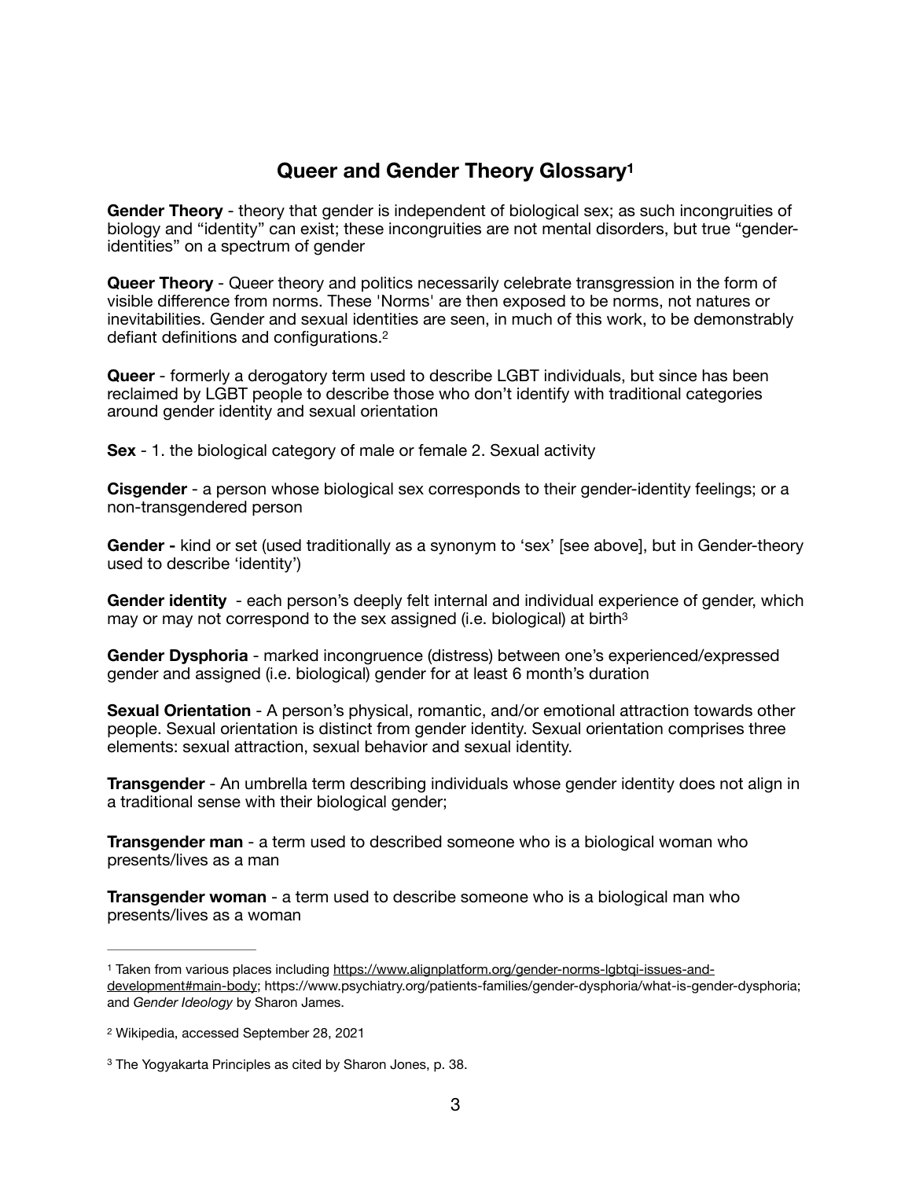## Queer and Gender Theory Glossary[1]

**Gender Theory** - theory that gender is independent of biological sex; as such incongruities of biology and "identity" can exist; these incongruities are not mental disorders, but true "gender-identities" on a spectrum of gender

**Queer Theory** - Queer theory and politics necessarily celebrate transgression in the form of visible difference from norms. These 'Norms' are then exposed to be norms, not natures or inevitabilities. Gender and sexual identities are seen, in much of this work, to be demonstrably defiant definitions and configurations.[2]

**Queer** - formerly a derogatory term used to describe LGBT individuals, but since has been reclaimed by LGBT people to describe those who don't identify with traditional categories around gender identity and sexual orientation

**Sex** - 1. the biological category of male or female 2. Sexual activity

**Cisgender** - a person whose biological sex corresponds to their gender-identity feelings; or a non-transgendered person

**Gender -** kind or set (used traditionally as a synonym to 'sex' [see above], but in Gender-theory used to describe 'identity')

**Gender identity** - each person's deeply felt internal and individual experience of gender, which may or may not correspond to the sex assigned (i.e. biological) at birth[3]

**Gender Dysphoria** - marked incongruence (distress) between one's experienced/expressed gender and assigned (i.e. biological) gender for at least 6 month's duration

**Sexual Orientation** - A person's physical, romantic, and/or emotional attraction towards other people. Sexual orientation is distinct from gender identity. Sexual orientation comprises three elements: sexual attraction, sexual behavior and sexual identity.

**Transgender** - An umbrella term describing individuals whose gender identity does not align in a traditional sense with their biological gender;

**Transgender man** - a term used to described someone who is a biological woman who presents/lives as a man

**Transgender woman** - a term used to describe someone who is a biological man who presents/lives as a woman

---

[1] Taken from various places including https://www.alignplatform.org/gender-norms-lgbtqi-issues-and-development#main-body; https://www.psychiatry.org/patients-families/gender-dysphoria/what-is-gender-dysphoria; and *Gender Ideology* by Sharon James.

[2] Wikipedia, accessed September 28, 2021

[3] The Yogyakarta Principles as cited by Sharon Jones, p. 38.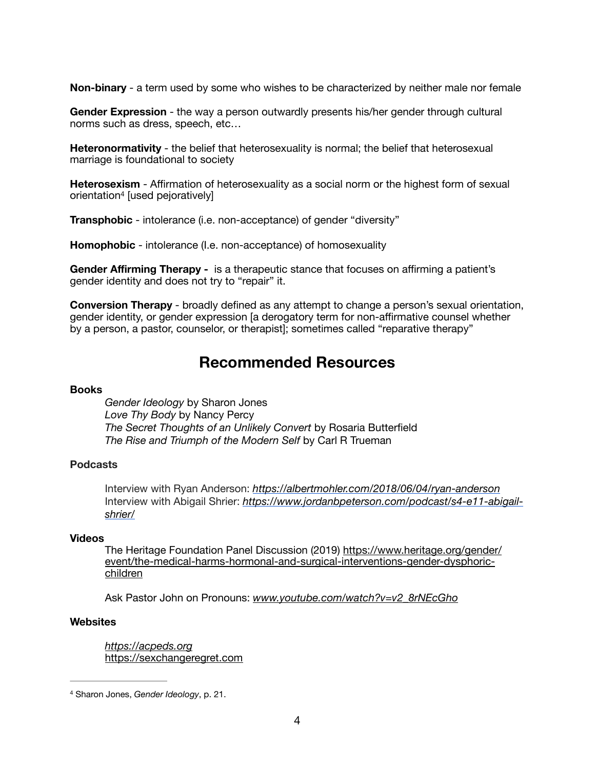**Non-binary** - a term used by some who wishes to be characterized by neither male nor female

**Gender Expression** - the way a person outwardly presents his/her gender through cultural norms such as dress, speech, etc…

**Heteronormativity** - the belief that heterosexuality is normal; the belief that heterosexual marriage is foundational to society

**Heterosexism** - Affirmation of heterosexuality as a social norm or the highest form of sexual orientation[4] [used pejoratively]

**Transphobic** - intolerance (i.e. non-acceptance) of gender "diversity"

**Homophobic** - intolerance (I.e. non-acceptance) of homosexuality

**Gender Affirming Therapy -** is a therapeutic stance that focuses on affirming a patient's gender identity and does not try to "repair" it.

**Conversion Therapy** - broadly defined as any attempt to change a person's sexual orientation, gender identity, or gender expression [a derogatory term for non-affirmative counsel whether by a person, a pastor, counselor, or therapist]; sometimes called "reparative therapy"

## Recommended Resources

**Books**

*Gender Ideology* by Sharon Jones
*Love Thy Body* by Nancy Percy
*The Secret Thoughts of an Unlikely Convert* by Rosaria Butterfield
*The Rise and Triumph of the Modern Self* by Carl R Trueman

**Podcasts**

Interview with Ryan Anderson: *https://albertmohler.com/2018/06/04/ryan-anderson*
Interview with Abigail Shrier: *https://www.jordanbpeterson.com/podcast/s4-e11-abigail-shrier/*

**Videos**

The Heritage Foundation Panel Discussion (2019) https://www.heritage.org/gender/event/the-medical-harms-hormonal-and-surgical-interventions-gender-dysphoric-children

Ask Pastor John on Pronouns: *www.youtube.com/watch?v=v2_8rNEcGho*

**Websites**

*https://acpeds.org*
https://sexchangeregret.com

---

[4] Sharon Jones, *Gender Ideology*, p. 21.